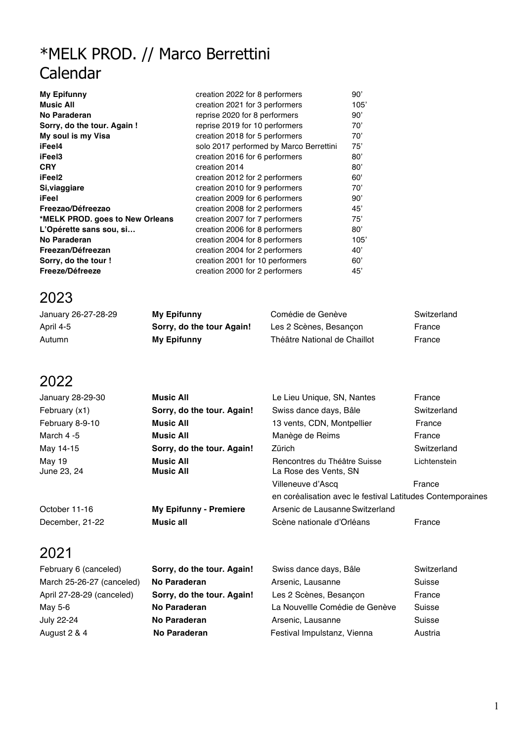# *MELK PROD. // Marco Berrettini
# Calendar

| | | |
|---|---|---|
| **My Epifunny** | creation 2022 for 8 performers | 90' |
| **Music All** | creation 2021 for 3 performers | 105' |
| **No Paraderan** | reprise 2020 for 8 performers | 90' |
| **Sorry, do the tour. Again !** | reprise 2019 for 10 performers | 70' |
| **My soul is my Visa** | creation 2018 for 5 performers | 70' |
| **iFeel4** | solo 2017 performed by Marco Berrettini | 75' |
| **iFeel3** | creation 2016 for 6 performers | 80' |
| **CRY** | creation 2014 | 80' |
| **iFeel2** | creation 2012 for 2 performers | 60' |
| **Si,viaggiare** | creation 2010 for 9 performers | 70' |
| **iFeel** | creation 2009 for 6 performers | 90' |
| **Freezao/Défreezao** | creation 2008 for 2 performers | 45' |
| ***MELK PROD. goes to New Orleans** | creation 2007 for 7 performers | 75' |
| **L'Opérette sans sou, si…** | creation 2006 for 8 performers | 80' |
| **No Paraderan** | creation 2004 for 8 performers | 105' |
| **Freezan/Défreezan** | creation 2004 for 2 performers | 40' |
| **Sorry, do the tour !** | creation 2001 for 10 performers | 60' |
| **Freeze/Défreeze** | creation 2000 for 2 performers | 45' |

## 2023

| | | | |
|---|---|---|---|
| January 26-27-28-29 | **My Epifunny** | Comédie de Genève | Switzerland |
| April 4-5 | **Sorry, do the tour Again!** | Les 2 Scènes, Besançon | France |
| Autumn | **My Epifunny** | Théâtre National de Chaillot | France |

## 2022

| | | | |
|---|---|---|---|
| January 28-29-30 | **Music All** | Le Lieu Unique, SN, Nantes | France |
| February (x1) | **Sorry, do the tour. Again!** | Swiss dance days, Bâle | Switzerland |
| February 8-9-10 | **Music All** | 13 vents, CDN, Montpellier | France |
| March 4 -5 | **Music All** | Manège de Reims | France |
| May 14-15 | **Sorry, do the tour. Again!** | Zürich | Switzerland |
| May 19 | **Music All** | Rencontres du Théâtre Suisse | Lichtenstein |
| June 23, 24 | **Music All** | La Rose des Vents, SN Villeneuve d'Ascq en coréalisation avec le festival Latitudes Contemporaines | France |
| October 11-16 | **My Epifunny - Premiere** | Arsenic de Lausanne | Switzerland |
| December, 21-22 | **Music all** | Scène nationale d'Orléans | France |

## 2021

| | | | |
|---|---|---|---|
| February 6 (canceled) | **Sorry, do the tour. Again!** | Swiss dance days, Bâle | Switzerland |
| March 25-26-27 (canceled) | **No Paraderan** | Arsenic, Lausanne | Suisse |
| April 27-28-29 (canceled) | **Sorry, do the tour. Again!** | Les 2 Scènes, Besançon | France |
| May 5-6 | **No Paraderan** | La Nouvellle Comédie de Genève | Suisse |
| July 22-24 | **No Paraderan** | Arsenic, Lausanne | Suisse |
| August 2 & 4 | **No Paraderan** | Festival Impulstanz, Vienna | Austria |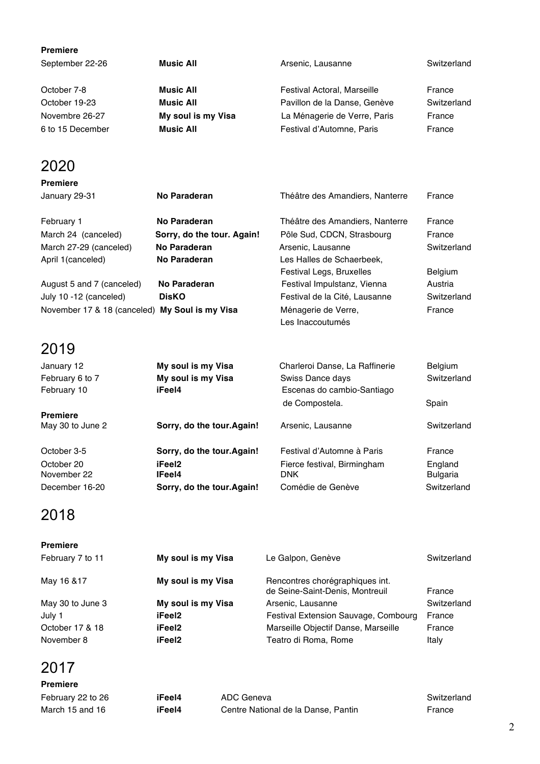**Premiere**

| | | | |
|---|---|---|---|
| September 22-26 | **Music All** | Arsenic, Lausanne | Switzerland |
| October 7-8 | **Music All** | Festival Actoral, Marseille | France |
| October 19-23 | **Music All** | Pavillon de la Danse, Genève | Switzerland |
| Novembre 26-27 | **My soul is my Visa** | La Ménagerie de Verre, Paris | France |
| 6 to 15 December | **Music All** | Festival d'Automne, Paris | France |

## 2020

**Premiere**

| | | | |
|---|---|---|---|
| January 29-31 | **No Paraderan** | Théâtre des Amandiers, Nanterre | France |
| February 1 | **No Paraderan** | Théâtre des Amandiers, Nanterre | France |
| March 24 (canceled) | **Sorry, do the tour. Again!** | Pôle Sud, CDCN, Strasbourg | France |
| March 27-29 (canceled) | **No Paraderan** | Arsenic, Lausanne | Switzerland |
| April 1(canceled) | **No Paraderan** | Les Halles de Schaerbeek, Festival Legs, Bruxelles | Belgium |
| August 5 and 7 (canceled) | **No Paraderan** | Festival Impulstanz, Vienna | Austria |
| July 10 -12 (canceled) | **DisKO** | Festival de la Cité, Lausanne | Switzerland |
| November 17 & 18 (canceled) | **My Soul is my Visa** | Ménagerie de Verre, Les Inaccoutumés | France |

## 2019

| | | | |
|---|---|---|---|
| January 12 | **My soul is my Visa** | Charleroi Danse, La Raffinerie | Belgium |
| February 6 to 7 | **My soul is my Visa** | Swiss Dance days | Switzerland |
| February 10 | **iFeel4** | Escenas do cambio-Santiago de Compostela. | Spain |

**Premiere**

| | | | |
|---|---|---|---|
| May 30 to June 2 | **Sorry, do the tour.Again!** | Arsenic, Lausanne | Switzerland |
| October 3-5 | **Sorry, do the tour.Again!** | Festival d'Automne à Paris | France |
| October 20 | **iFeel2** | Fierce festival, Birmingham | England |
| November 22 | **IFeel4** | DNK | Bulgaria |
| December 16-20 | **Sorry, do the tour.Again!** | Comédie de Genève | Switzerland |

## 2018

**Premiere**

| | | | |
|---|---|---|---|
| February 7 to 11 | **My soul is my Visa** | Le Galpon, Genève | Switzerland |
| May 16 &17 | **My soul is my Visa** | Rencontres chorégraphiques int. de Seine-Saint-Denis, Montreuil | France |
| May 30 to June 3 | **My soul is my Visa** | Arsenic, Lausanne | Switzerland |
| July 1 | **iFeel2** | Festival Extension Sauvage, Combourg | France |
| October 17 & 18 | **iFeel2** | Marseille Objectif Danse, Marseille | France |
| November 8 | **iFeel2** | Teatro di Roma, Rome | Italy |

## 2017

**Premiere**

| | | | |
|---|---|---|---|
| February 22 to 26 | **iFeel4** | ADC Geneva | Switzerland |
| March 15 and 16 | **iFeel4** | Centre National de la Danse, Pantin | France |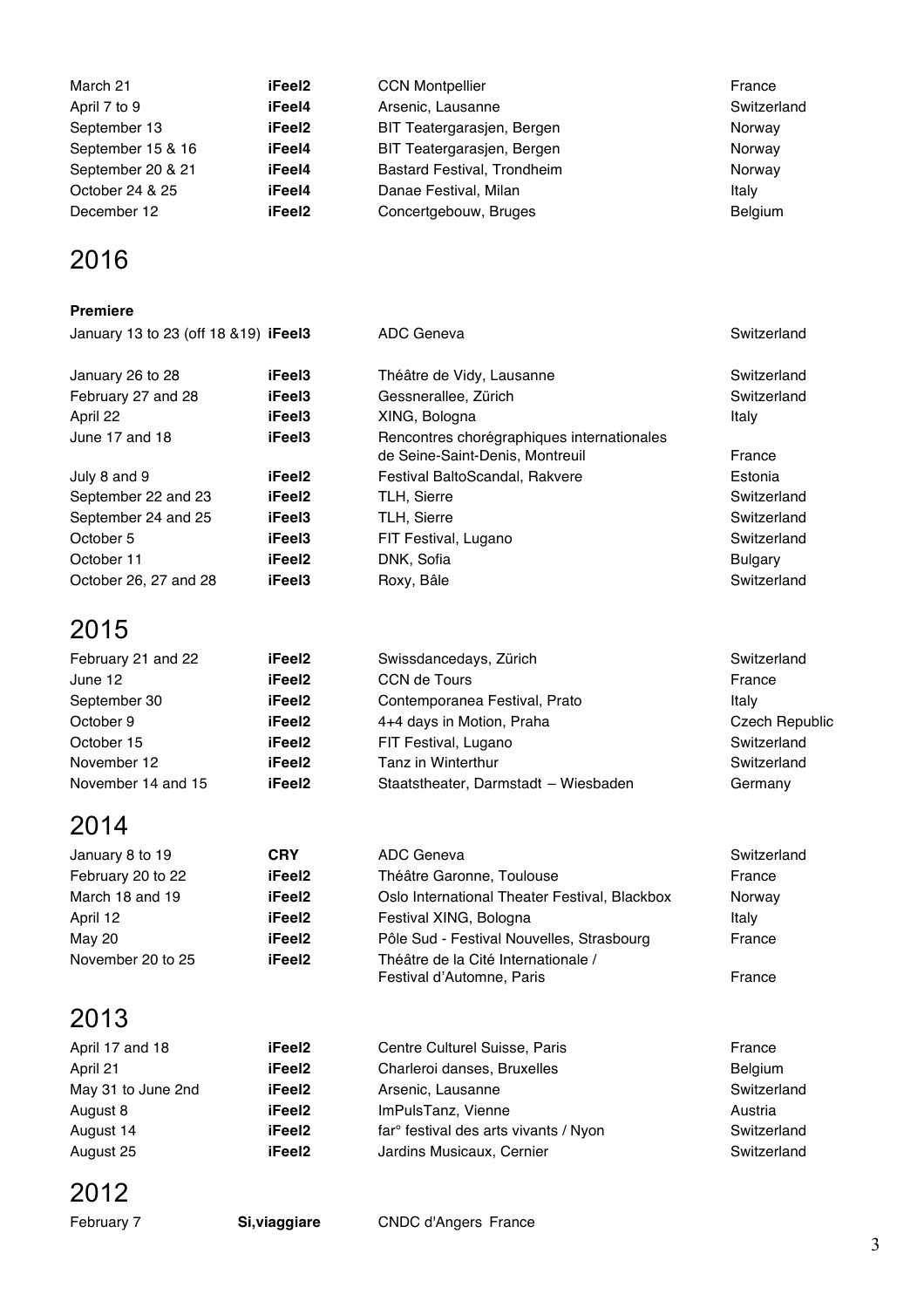| | | | |
|---|---|---|---|
| March 21 | **iFeel2** | CCN Montpellier | France |
| April 7 to 9 | **iFeel4** | Arsenic, Lausanne | Switzerland |
| September 13 | **iFeel2** | BIT Teatergarasjen, Bergen | Norway |
| September 15 & 16 | **iFeel4** | BIT Teatergarasjen, Bergen | Norway |
| September 20 & 21 | **iFeel4** | Bastard Festival, Trondheim | Norway |
| October 24 & 25 | **iFeel4** | Danae Festival, Milan | Italy |
| December 12 | **iFeel2** | Concertgebouw, Bruges | Belgium |

# 2016

**Premiere**

| | | | |
|---|---|---|---|
| January 13 to 23 (off 18 &19) | **iFeel3** | ADC Geneva | Switzerland |
| January 26 to 28 | **iFeel3** | Théâtre de Vidy, Lausanne | Switzerland |
| February 27 and 28 | **iFeel3** | Gessnerallee, Zürich | Switzerland |
| April 22 | **iFeel3** | XING, Bologna | Italy |
| June 17 and 18 | **iFeel3** | Rencontres chorégraphiques internationales de Seine-Saint-Denis, Montreuil | France |
| July 8 and 9 | **iFeel2** | Festival BaltoScandal, Rakvere | Estonia |
| September 22 and 23 | **iFeel2** | TLH, Sierre | Switzerland |
| September 24 and 25 | **iFeel3** | TLH, Sierre | Switzerland |
| October 5 | **iFeel3** | FIT Festival, Lugano | Switzerland |
| October 11 | **iFeel2** | DNK, Sofia | Bulgary |
| October 26, 27 and 28 | **iFeel3** | Roxy, Bâle | Switzerland |

# 2015

| | | | |
|---|---|---|---|
| February 21 and 22 | **iFeel2** | Swissdancedays, Zürich | Switzerland |
| June 12 | **iFeel2** | CCN de Tours | France |
| September 30 | **iFeel2** | Contemporanea Festival, Prato | Italy |
| October 9 | **iFeel2** | 4+4 days in Motion, Praha | Czech Republic |
| October 15 | **iFeel2** | FIT Festival, Lugano | Switzerland |
| November 12 | **iFeel2** | Tanz in Winterthur | Switzerland |
| November 14 and 15 | **iFeel2** | Staatstheater, Darmstadt – Wiesbaden | Germany |

# 2014

| | | | |
|---|---|---|---|
| January 8 to 19 | **CRY** | ADC Geneva | Switzerland |
| February 20 to 22 | **iFeel2** | Théâtre Garonne, Toulouse | France |
| March 18 and 19 | **iFeel2** | Oslo International Theater Festival, Blackbox | Norway |
| April 12 | **iFeel2** | Festival XING, Bologna | Italy |
| May 20 | **iFeel2** | Pôle Sud - Festival Nouvelles, Strasbourg | France |
| November 20 to 25 | **iFeel2** | Théâtre de la Cité Internationale / Festival d'Automne, Paris | France |

# 2013

| | | | |
|---|---|---|---|
| April 17 and 18 | **iFeel2** | Centre Culturel Suisse, Paris | France |
| April 21 | **iFeel2** | Charleroi danses, Bruxelles | Belgium |
| May 31 to June 2nd | **iFeel2** | Arsenic, Lausanne | Switzerland |
| August 8 | **iFeel2** | ImPulsTanz, Vienne | Austria |
| August 14 | **iFeel2** | far° festival des arts vivants / Nyon | Switzerland |
| August 25 | **iFeel2** | Jardins Musicaux, Cernier | Switzerland |

# 2012

| | | | |
|---|---|---|---|
| February 7 | **Si,viaggiare** | CNDC d'Angers France | |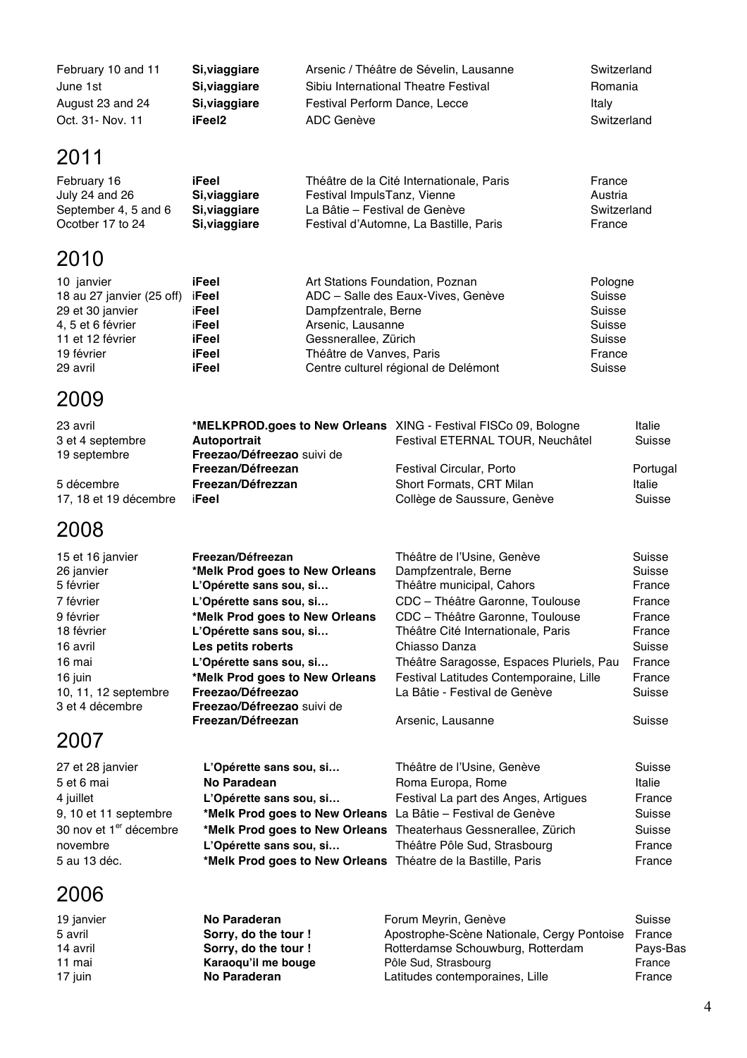| | | | |
|---|---|---|---|
| February 10 and 11 | **Si,viaggiare** | Arsenic / Théâtre de Sévelin, Lausanne | Switzerland |
| June 1st | **Si,viaggiare** | Sibiu International Theatre Festival | Romania |
| August 23 and 24 | **Si,viaggiare** | Festival Perform Dance, Lecce | Italy |
| Oct. 31- Nov. 11 | **iFeel2** | ADC Genève | Switzerland |

## 2011

| | | | |
|---|---|---|---|
| February 16 | **iFeel** | Théâtre de la Cité Internationale, Paris | France |
| July 24 and 26 | **Si,viaggiare** | Festival ImpulsTanz, Vienne | Austria |
| September 4, 5 and 6 | **Si,viaggiare** | La Bâtie – Festival de Genève | Switzerland |
| Ocotber 17 to 24 | **Si,viaggiare** | Festival d'Automne, La Bastille, Paris | France |

## 2010

| | | | |
|---|---|---|---|
| 10 janvier | **iFeel** | Art Stations Foundation, Poznan | Pologne |
| 18 au 27 janvier (25 off) | **iFeel** | ADC – Salle des Eaux-Vives, Genève | Suisse |
| 29 et 30 janvier | **iFeel** | Dampfzentrale, Berne | Suisse |
| 4, 5 et 6 février | **iFeel** | Arsenic, Lausanne | Suisse |
| 11 et 12 février | **iFeel** | Gessnerallee, Zürich | Suisse |
| 19 février | **iFeel** | Théâtre de Vanves, Paris | France |
| 29 avril | **iFeel** | Centre culturel régional de Delémont | Suisse |

## 2009

| | | | |
|---|---|---|---|
| 23 avril | ***MELKPROD.goes to New Orleans** | XING - Festival FISCo 09, Bologne | Italie |
| 3 et 4 septembre | **Autoportrait** | Festival ETERNAL TOUR, Neuchâtel | Suisse |
| 19 septembre | **Freezao/Défreezao** suivi de **Freezan/Défreezan** | Festival Circular, Porto | Portugal |
| 5 décembre | **Freezan/Défrezzan** | Short Formats, CRT Milan | Italie |
| 17, 18 et 19 décembre | **iFeel** | Collège de Saussure, Genève | Suisse |

## 2008

| | | | |
|---|---|---|---|
| 15 et 16 janvier | **Freezan/Défreezan** | Théâtre de l'Usine, Genève | Suisse |
| 26 janvier | ***Melk Prod goes to New Orleans** | Dampfzentrale, Berne | Suisse |
| 5 février | **L'Opérette sans sou, si…** | Théâtre municipal, Cahors | France |
| 7 février | **L'Opérette sans sou, si…** | CDC – Théâtre Garonne, Toulouse | France |
| 9 février | ***Melk Prod goes to New Orleans** | CDC – Théâtre Garonne, Toulouse | France |
| 18 février | **L'Opérette sans sou, si…** | Théâtre Cité Internationale, Paris | France |
| 16 avril | **Les petits roberts** | Chiasso Danza | Suisse |
| 16 mai | **L'Opérette sans sou, si…** | Théâtre Saragosse, Espaces Pluriels, Pau | France |
| 16 juin | ***Melk Prod goes to New Orleans** | Festival Latitudes Contemporaine, Lille | France |
| 10, 11, 12 septembre | **Freezao/Défreezao** | La Bâtie - Festival de Genève | Suisse |
| 3 et 4 décembre | **Freezao/Défreezao** suivi de **Freezan/Défreezan** | Arsenic, Lausanne | Suisse |

## 2007

| | | | |
|---|---|---|---|
| 27 et 28 janvier | **L'Opérette sans sou, si…** | Théâtre de l'Usine, Genève | Suisse |
| 5 et 6 mai | **No Paradean** | Roma Europa, Rome | Italie |
| 4 juillet | **L'Opérette sans sou, si…** | Festival La part des Anges, Artigues | France |
| 9, 10 et 11 septembre | ***Melk Prod goes to New Orleans** | La Bâtie – Festival de Genève | Suisse |
| 30 nov et 1er décembre | ***Melk Prod goes to New Orleans** | Theaterhaus Gessnerallee, Zürich | Suisse |
| novembre | **L'Opérette sans sou, si…** | Théâtre Pôle Sud, Strasbourg | France |
| 5 au 13 déc. | ***Melk Prod goes to New Orleans** | Théatre de la Bastille, Paris | France |

## 2006

| | | | |
|---|---|---|---|
| 19 janvier | **No Paraderan** | Forum Meyrin, Genève | Suisse |
| 5 avril | **Sorry, do the tour !** | Apostrophe-Scène Nationale, Cergy Pontoise | France |
| 14 avril | **Sorry, do the tour !** | Rotterdamse Schouwburg, Rotterdam | Pays-Bas |
| 11 mai | **Karaoqu'il me bouge** | Pôle Sud, Strasbourg | France |
| 17 juin | **No Paraderan** | Latitudes contemporaines, Lille | France |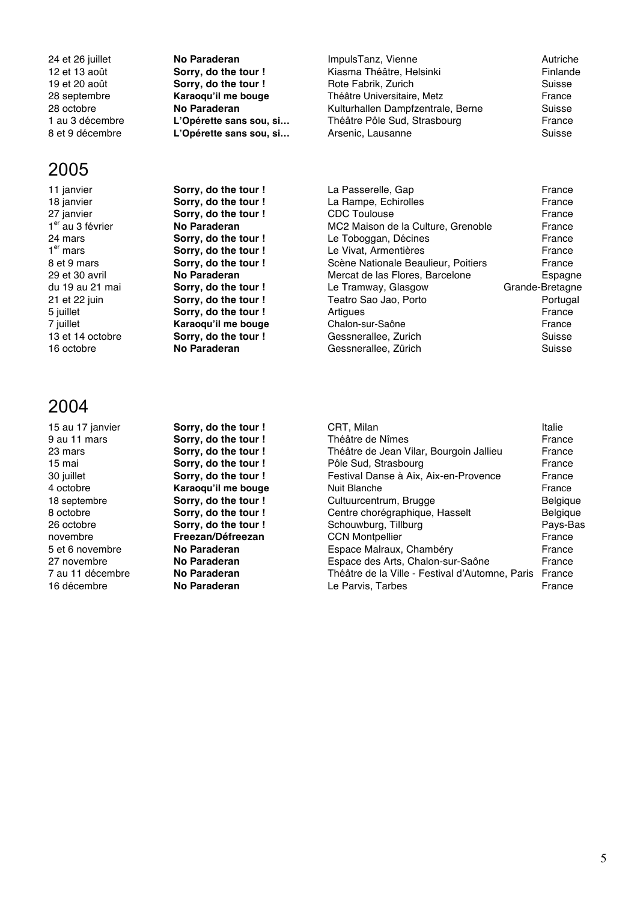| | | | |
|---|---|---|---|
| 24 et 26 juillet | **No Paraderan** | ImpulsTanz, Vienne | Autriche |
| 12 et 13 août | **Sorry, do the tour !** | Kiasma Théâtre, Helsinki | Finlande |
| 19 et 20 août | **Sorry, do the tour !** | Rote Fabrik, Zurich | Suisse |
| 28 septembre | **Karaoqu'il me bouge** | Théâtre Universitaire, Metz | France |
| 28 octobre | **No Paraderan** | Kulturhallen Dampfzentrale, Berne | Suisse |
| 1 au 3 décembre | **L'Opérette sans sou, si…** | Théâtre Pôle Sud, Strasbourg | France |
| 8 et 9 décembre | **L'Opérette sans sou, si…** | Arsenic, Lausanne | Suisse |

## 2005

| | | | |
|---|---|---|---|
| 11 janvier | **Sorry, do the tour !** | La Passerelle, Gap | France |
| 18 janvier | **Sorry, do the tour !** | La Rampe, Echirolles | France |
| 27 janvier | **Sorry, do the tour !** | CDC Toulouse | France |
| 1er au 3 février | **No Paraderan** | MC2 Maison de la Culture, Grenoble | France |
| 24 mars | **Sorry, do the tour !** | Le Toboggan, Décines | France |
| 1er mars | **Sorry, do the tour !** | Le Vivat, Armentières | France |
| 8 et 9 mars | **Sorry, do the tour !** | Scène Nationale Beaulieur, Poitiers | France |
| 29 et 30 avril | **No Paraderan** | Mercat de las Flores, Barcelone | Espagne |
| du 19 au 21 mai | **Sorry, do the tour !** | Le Tramway, Glasgow | Grande-Bretagne |
| 21 et 22 juin | **Sorry, do the tour !** | Teatro Sao Jao, Porto | Portugal |
| 5 juillet | **Sorry, do the tour !** | Artigues | France |
| 7 juillet | **Karaoqu'il me bouge** | Chalon-sur-Saône | France |
| 13 et 14 octobre | **Sorry, do the tour !** | Gessnerallee, Zurich | Suisse |
| 16 octobre | **No Paraderan** | Gessnerallee, Zürich | Suisse |

## 2004

| | | | |
|---|---|---|---|
| 15 au 17 janvier | **Sorry, do the tour !** | CRT, Milan | Italie |
| 9 au 11 mars | **Sorry, do the tour !** | Théâtre de Nîmes | France |
| 23 mars | **Sorry, do the tour !** | Théâtre de Jean Vilar, Bourgoin Jallieu | France |
| 15 mai | **Sorry, do the tour !** | Pôle Sud, Strasbourg | France |
| 30 juillet | **Sorry, do the tour !** | Festival Danse à Aix, Aix-en-Provence | France |
| 4 octobre | **Karaoqu'il me bouge** | Nuit Blanche | France |
| 18 septembre | **Sorry, do the tour !** | Cultuurcentrum, Brugge | Belgique |
| 8 octobre | **Sorry, do the tour !** | Centre chorégraphique, Hasselt | Belgique |
| 26 octobre | **Sorry, do the tour !** | Schouwburg, Tillburg | Pays-Bas |
| novembre | **Freezan/Défreezan** | CCN Montpellier | France |
| 5 et 6 novembre | **No Paraderan** | Espace Malraux, Chambéry | France |
| 27 novembre | **No Paraderan** | Espace des Arts, Chalon-sur-Saône | France |
| 7 au 11 décembre | **No Paraderan** | Théâtre de la Ville - Festival d'Automne, Paris | France |
| 16 décembre | **No Paraderan** | Le Parvis, Tarbes | France |